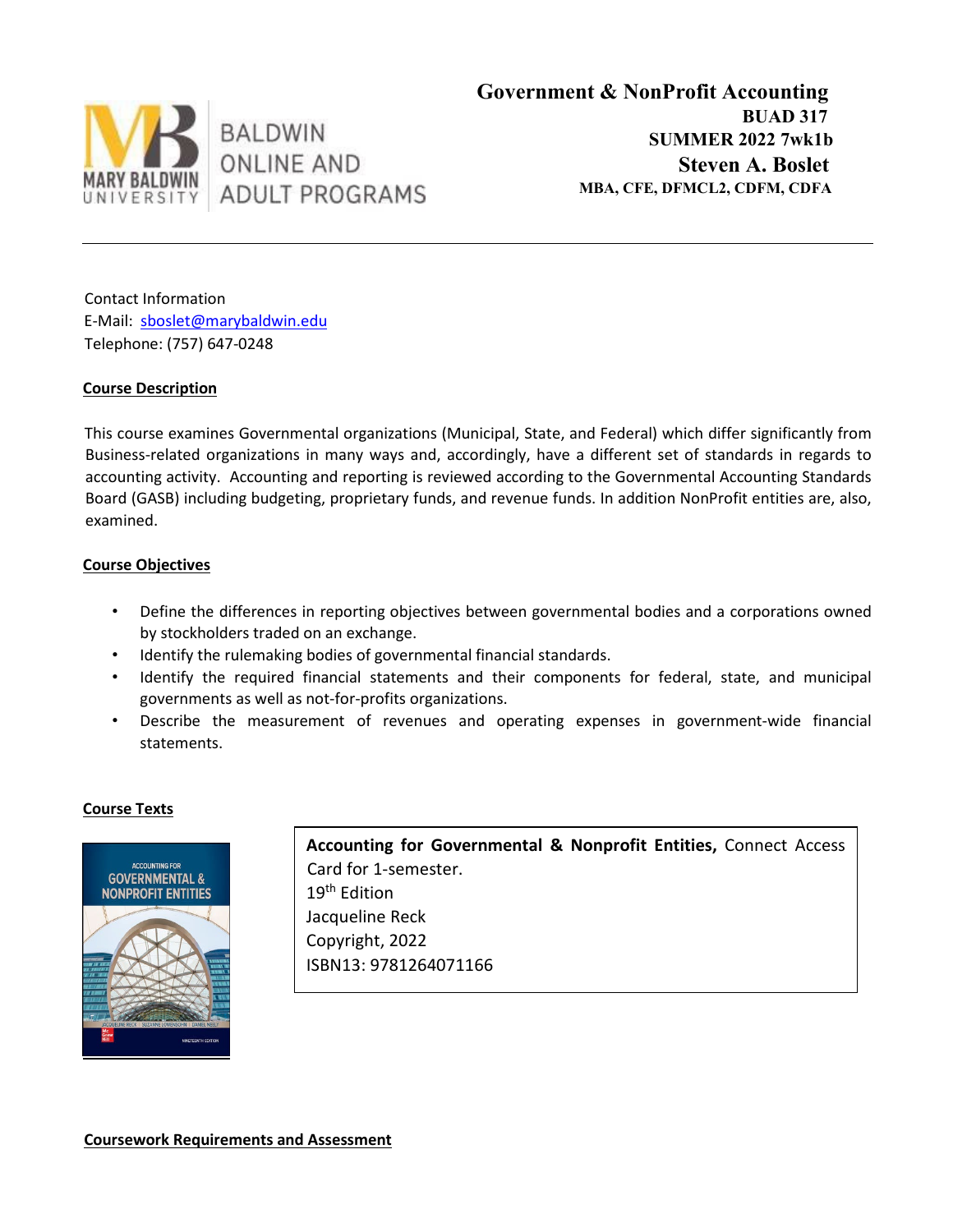BALDWIN ONLINE AND ADULT PROGRAMS

# Government & NonProfit Accounting

**BUAD 317**

**SUMMER 2022 7wk1b**

**Steven A. Boslet**

**MBA, CFE, DFMCL2, CDFM, CDFA**

---

Contact Information
E-Mail: sboslet@marybaldwin.edu
Telephone: (757) 647-0248

## Course Description

This course examines Governmental organizations (Municipal, State, and Federal) which differ significantly from Business-related organizations in many ways and, accordingly, have a different set of standards in regards to accounting activity. Accounting and reporting is reviewed according to the Governmental Accounting Standards Board (GASB) including budgeting, proprietary funds, and revenue funds. In addition NonProfit entities are, also, examined.

## Course Objectives

- Define the differences in reporting objectives between governmental bodies and a corporations owned by stockholders traded on an exchange.
- Identify the rulemaking bodies of governmental financial standards.
- Identify the required financial statements and their components for federal, state, and municipal governments as well as not-for-profits organizations.
- Describe the measurement of revenues and operating expenses in government-wide financial statements.

## Course Texts

**Accounting for Governmental & Nonprofit Entities,** Connect Access Card for 1-semester.
19th Edition
Jacqueline Reck
Copyright, 2022
ISBN13: 9781264071166

## Coursework Requirements and Assessment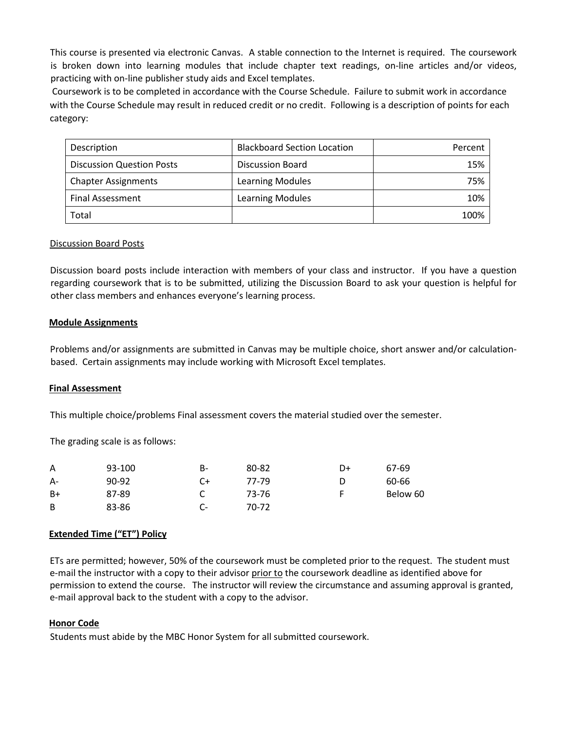This course is presented via electronic Canvas. A stable connection to the Internet is required. The coursework is broken down into learning modules that include chapter text readings, on-line articles and/or videos, practicing with on-line publisher study aids and Excel templates.

Coursework is to be completed in accordance with the Course Schedule. Failure to submit work in accordance with the Course Schedule may result in reduced credit or no credit. Following is a description of points for each category:

| Description | Blackboard Section Location | Percent |
|---|---|---|
| Discussion Question Posts | Discussion Board | 15% |
| Chapter Assignments | Learning Modules | 75% |
| Final Assessment | Learning Modules | 10% |
| Total | | 100% |

Discussion Board Posts

Discussion board posts include interaction with members of your class and instructor. If you have a question regarding coursework that is to be submitted, utilizing the Discussion Board to ask your question is helpful for other class members and enhances everyone's learning process.

**Module Assignments**

Problems and/or assignments are submitted in Canvas may be multiple choice, short answer and/or calculation-based. Certain assignments may include working with Microsoft Excel templates.

**Final Assessment**

This multiple choice/problems Final assessment covers the material studied over the semester.

The grading scale is as follows:

| | | | | | |
|---|---|---|---|---|---|
| A | 93-100 | B- | 80-82 | D+ | 67-69 |
| A- | 90-92 | C+ | 77-79 | D | 60-66 |
| B+ | 87-89 | C | 73-76 | F | Below 60 |
| B | 83-86 | C- | 70-72 | | |

**Extended Time ("ET") Policy**

ETs are permitted; however, 50% of the coursework must be completed prior to the request. The student must e-mail the instructor with a copy to their advisor prior to the coursework deadline as identified above for permission to extend the course. The instructor will review the circumstance and assuming approval is granted, e-mail approval back to the student with a copy to the advisor.

**Honor Code**

Students must abide by the MBC Honor System for all submitted coursework.